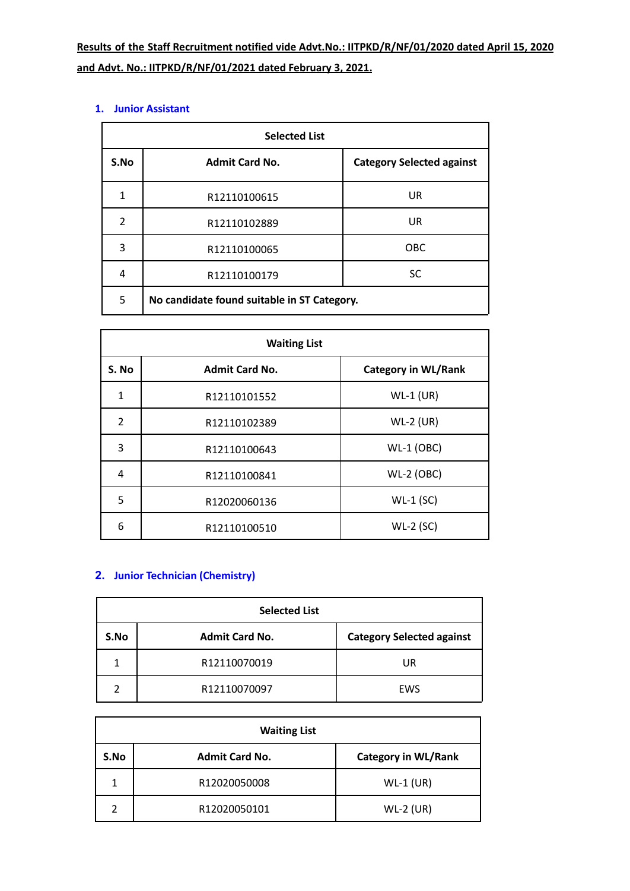**Results of the Staff Recruitment notified vide Advt.No.: IITPKD/R/NF/01/2020 dated April 15, 2020 and Advt. No.: IITPKD/R/NF/01/2021 dated February 3, 2021.**

## 1. Junior Assistant

| Selected List | | |
|---|---|---|
| **S.No** | **Admit Card No.** | **Category Selected against** |
| 1 | R12110100615 | UR |
| 2 | R12110102889 | UR |
| 3 | R12110100065 | OBC |
| 4 | R12110100179 | SC |
| 5 | **No candidate found suitable in ST Category.** | |

| Waiting List | | |
|---|---|---|
| **S. No** | **Admit Card No.** | **Category in WL/Rank** |
| 1 | R12110101552 | WL-1 (UR) |
| 2 | R12110102389 | WL-2 (UR) |
| 3 | R12110100643 | WL-1 (OBC) |
| 4 | R12110100841 | WL-2 (OBC) |
| 5 | R12020060136 | WL-1 (SC) |
| 6 | R12110100510 | WL-2 (SC) |

## 2. Junior Technician (Chemistry)

| Selected List | | |
|---|---|---|
| **S.No** | **Admit Card No.** | **Category Selected against** |
| 1 | R12110070019 | UR |
| 2 | R12110070097 | EWS |

| Waiting List | | |
|---|---|---|
| **S.No** | **Admit Card No.** | **Category in WL/Rank** |
| 1 | R12020050008 | WL-1 (UR) |
| 2 | R12020050101 | WL-2 (UR) |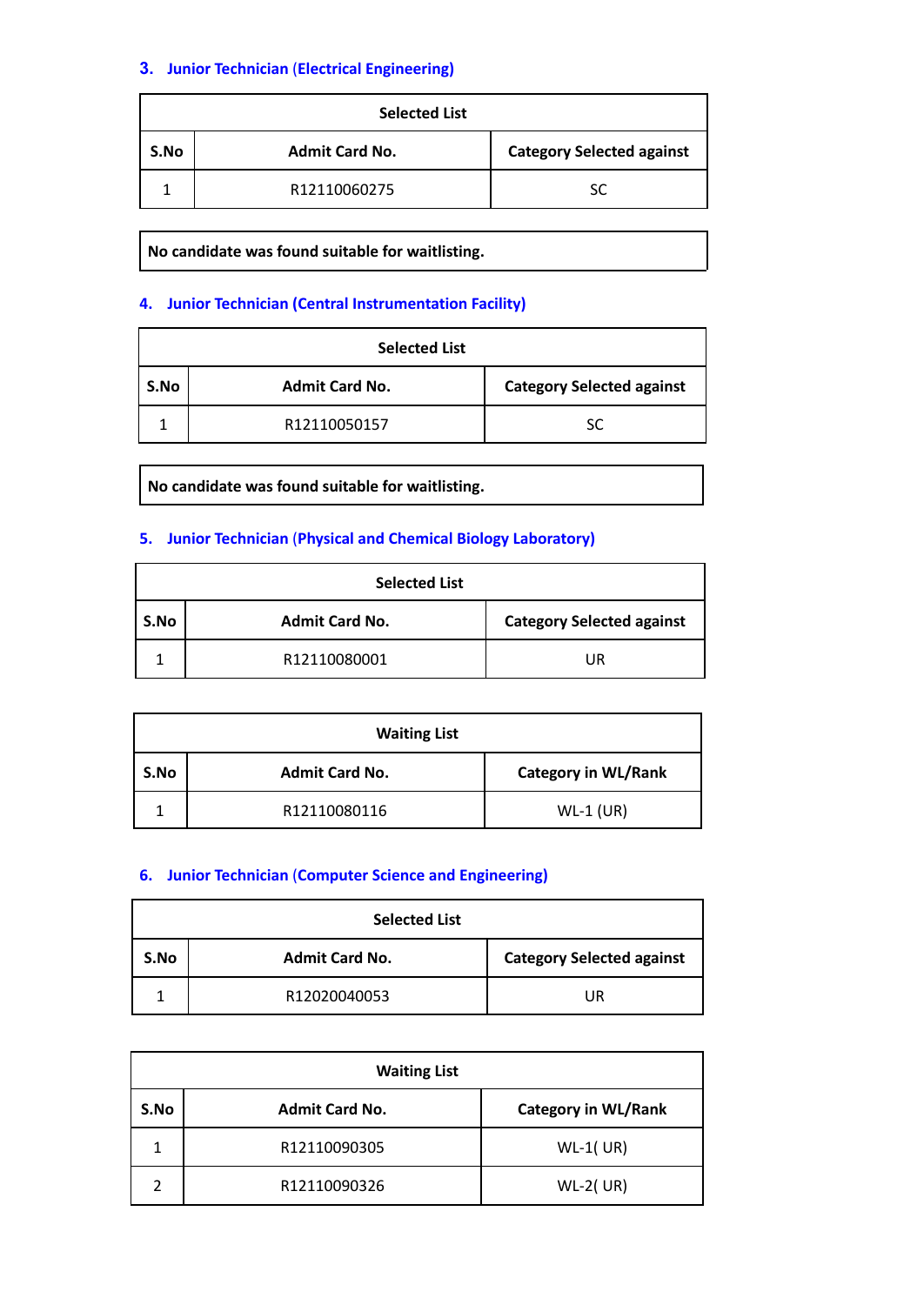### 3. Junior Technician (Electrical Engineering)

| Selected List | | |
|---|---|---|
| S.No | Admit Card No. | Category Selected against |
| 1 | R12110060275 | SC |

**No candidate was found suitable for waitlisting.**

### 4. Junior Technician (Central Instrumentation Facility)

| Selected List | | |
|---|---|---|
| S.No | Admit Card No. | Category Selected against |
| 1 | R12110050157 | SC |

**No candidate was found suitable for waitlisting.**

### 5. Junior Technician (Physical and Chemical Biology Laboratory)

| Selected List | | |
|---|---|---|
| S.No | Admit Card No. | Category Selected against |
| 1 | R12110080001 | UR |

| Waiting List | | |
|---|---|---|
| S.No | Admit Card No. | Category in WL/Rank |
| 1 | R12110080116 | WL-1 (UR) |

### 6. Junior Technician (Computer Science and Engineering)

| Selected List | | |
|---|---|---|
| S.No | Admit Card No. | Category Selected against |
| 1 | R12020040053 | UR |

| Waiting List | | |
|---|---|---|
| S.No | Admit Card No. | Category in WL/Rank |
| 1 | R12110090305 | WL-1( UR) |
| 2 | R12110090326 | WL-2( UR) |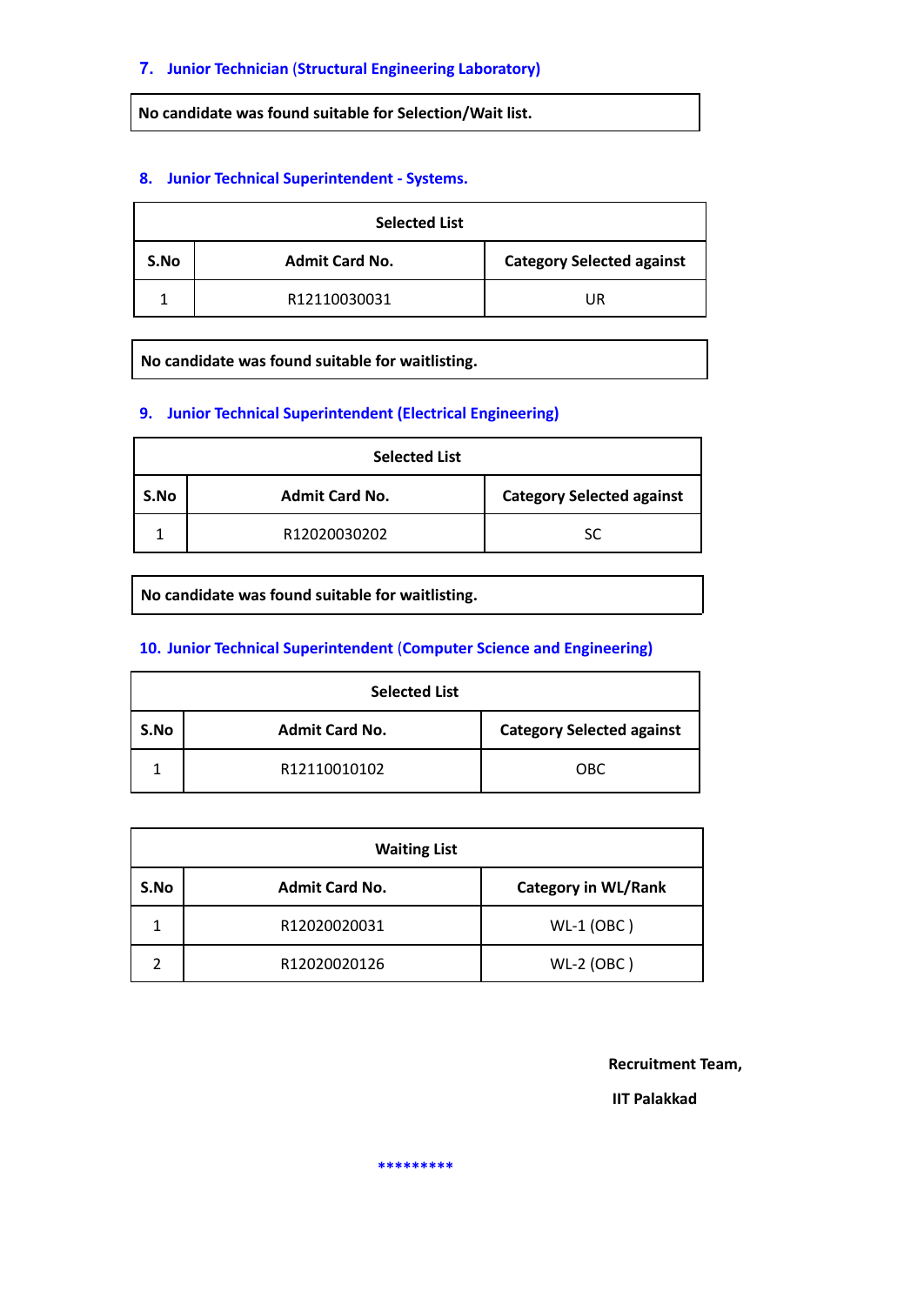### 7. Junior Technician (Structural Engineering Laboratory)

**No candidate was found suitable for Selection/Wait list.**

### 8. Junior Technical Superintendent - Systems.

| Selected List | | |
|---|---|---|
| **S.No** | **Admit Card No.** | **Category Selected against** |
| 1 | R12110030031 | UR |

**No candidate was found suitable for waitlisting.**

### 9. Junior Technical Superintendent (Electrical Engineering)

| Selected List | | |
|---|---|---|
| **S.No** | **Admit Card No.** | **Category Selected against** |
| 1 | R12020030202 | SC |

**No candidate was found suitable for waitlisting.**

### 10. Junior Technical Superintendent (Computer Science and Engineering)

| Selected List | | |
|---|---|---|
| **S.No** | **Admit Card No.** | **Category Selected against** |
| 1 | R12110010102 | OBC |

| Waiting List | | |
|---|---|---|
| **S.No** | **Admit Card No.** | **Category in WL/Rank** |
| 1 | R12020020031 | WL-1 (OBC ) |
| 2 | R12020020126 | WL-2 (OBC ) |

**Recruitment Team,**

**IIT Palakkad**

*********